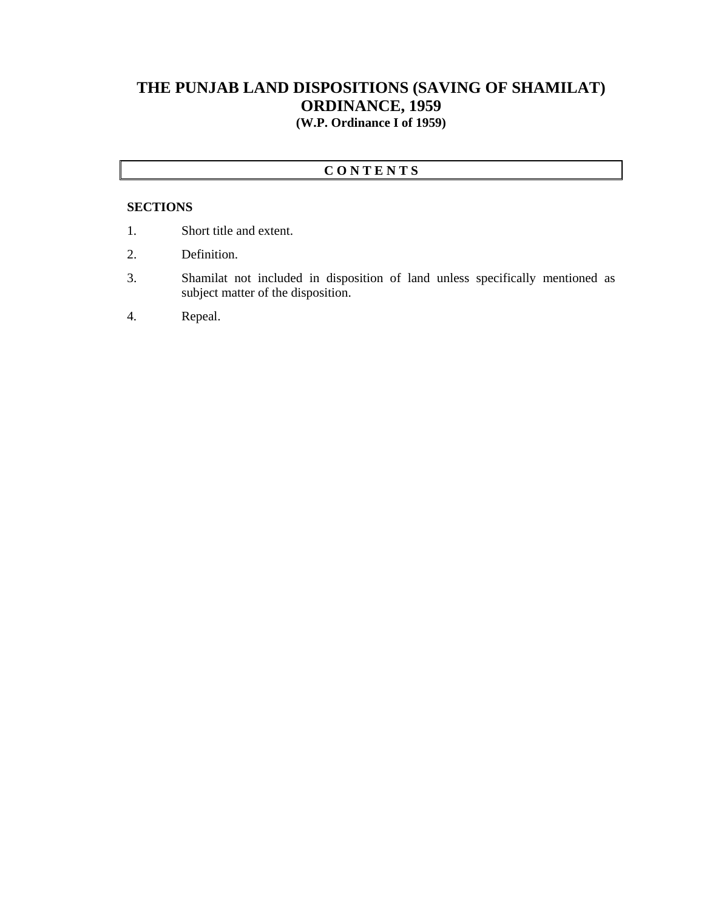# THE PUNJAB LAND DISPOSITIONS (SAVING OF SHAMILAT) ORDINANCE, 1959

**(W.P. Ordinance I of 1959)**

## C O N T E N T S

**SECTIONS**

1. Short title and extent.
2. Definition.
3. Shamilat not included in disposition of land unless specifically mentioned as subject matter of the disposition.
4. Repeal.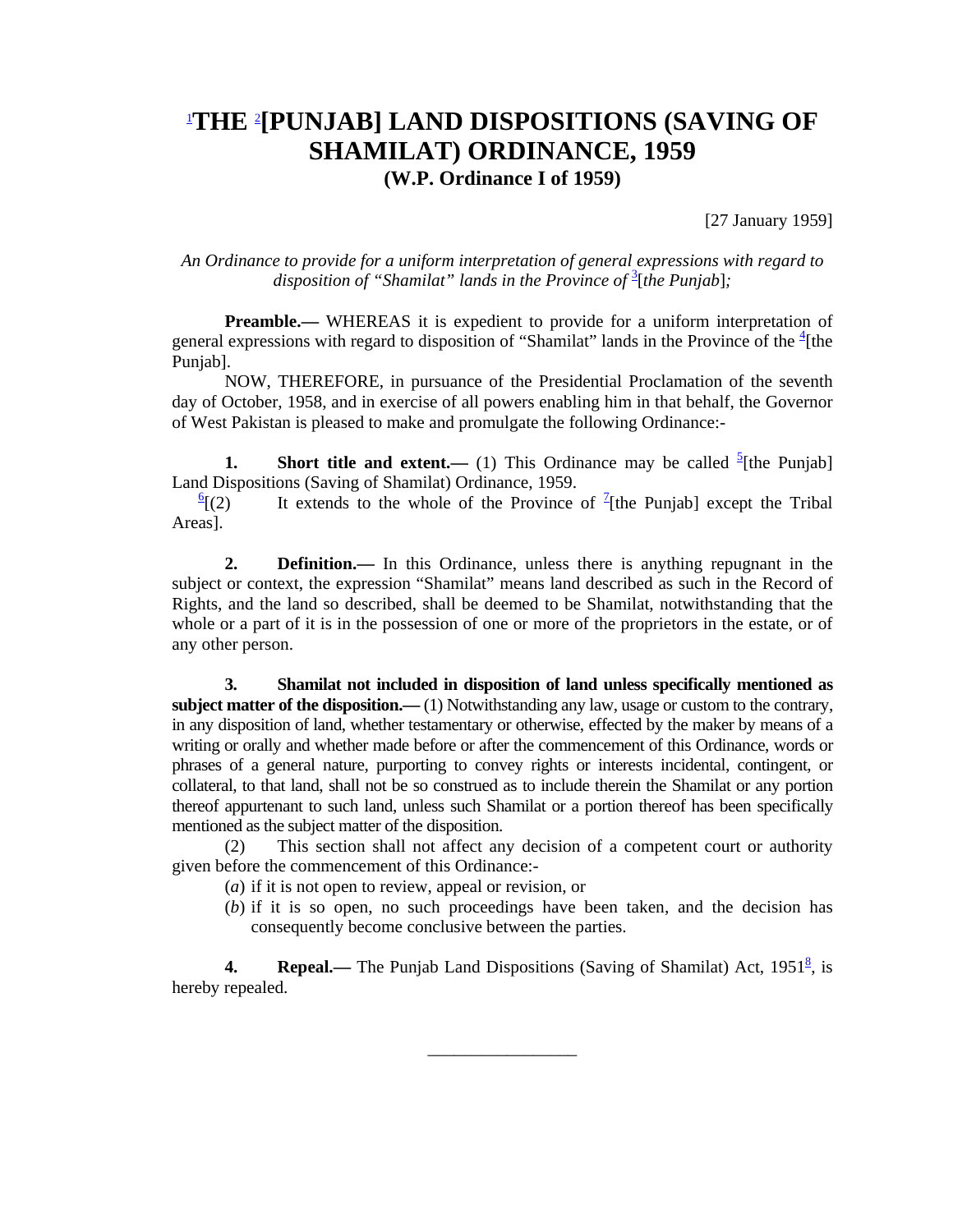# [1]THE [2][PUNJAB] LAND DISPOSITIONS (SAVING OF SHAMILAT) ORDINANCE, 1959

## (W.P. Ordinance I of 1959)

[27 January 1959]

*An Ordinance to provide for a uniform interpretation of general expressions with regard to disposition of "Shamilat" lands in the Province of* [3][*the Punjab*]*;*

**Preamble.—** WHEREAS it is expedient to provide for a uniform interpretation of general expressions with regard to disposition of "Shamilat" lands in the Province of the [4][the Punjab].

NOW, THEREFORE, in pursuance of the Presidential Proclamation of the seventh day of October, 1958, and in exercise of all powers enabling him in that behalf, the Governor of West Pakistan is pleased to make and promulgate the following Ordinance:-

**1. Short title and extent.—** (1) This Ordinance may be called [5][the Punjab] Land Dispositions (Saving of Shamilat) Ordinance, 1959.

[6][(2) It extends to the whole of the Province of [7][the Punjab] except the Tribal Areas].

**2. Definition.—** In this Ordinance, unless there is anything repugnant in the subject or context, the expression "Shamilat" means land described as such in the Record of Rights, and the land so described, shall be deemed to be Shamilat, notwithstanding that the whole or a part of it is in the possession of one or more of the proprietors in the estate, or of any other person.

**3. Shamilat not included in disposition of land unless specifically mentioned as subject matter of the disposition.—** (1) Notwithstanding any law, usage or custom to the contrary, in any disposition of land, whether testamentary or otherwise, effected by the maker by means of a writing or orally and whether made before or after the commencement of this Ordinance, words or phrases of a general nature, purporting to convey rights or interests incidental, contingent, or collateral, to that land, shall not be so construed as to include therein the Shamilat or any portion thereof appurtenant to such land, unless such Shamilat or a portion thereof has been specifically mentioned as the subject matter of the disposition.

(2) This section shall not affect any decision of a competent court or authority given before the commencement of this Ordinance:-

(*a*) if it is not open to review, appeal or revision, or

(*b*) if it is so open, no such proceedings have been taken, and the decision has consequently become conclusive between the parties.

**4. Repeal.—** The Punjab Land Dispositions (Saving of Shamilat) Act, 1951[8], is hereby repealed.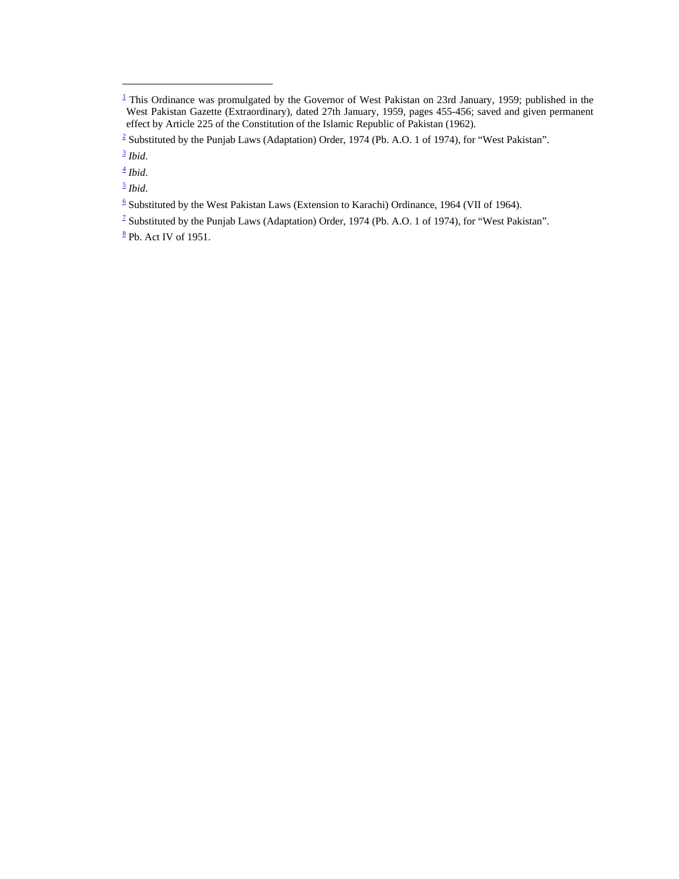---

[1] This Ordinance was promulgated by the Governor of West Pakistan on 23rd January, 1959; published in the West Pakistan Gazette (Extraordinary), dated 27th January, 1959, pages 455-456; saved and given permanent effect by Article 225 of the Constitution of the Islamic Republic of Pakistan (1962).

[2] Substituted by the Punjab Laws (Adaptation) Order, 1974 (Pb. A.O. 1 of 1974), for "West Pakistan".

[3] *Ibid*.

[4] *Ibid*.

[5] *Ibid*.

[6] Substituted by the West Pakistan Laws (Extension to Karachi) Ordinance, 1964 (VII of 1964).

[7] Substituted by the Punjab Laws (Adaptation) Order, 1974 (Pb. A.O. 1 of 1974), for "West Pakistan".

[8] Pb. Act IV of 1951.